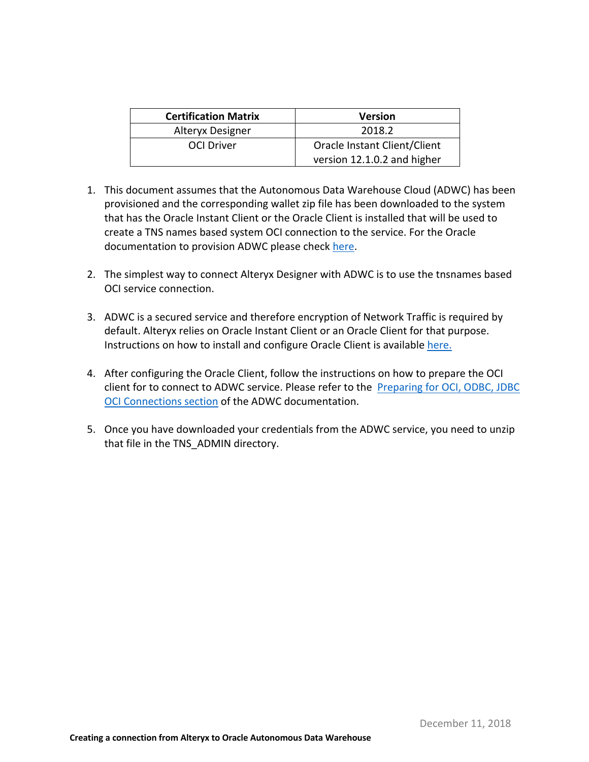| Certification Matrix | Version |
| --- | --- |
| Alteryx Designer | 2018.2 |
| OCI Driver | Oracle Instant Client/Client version 12.1.0.2 and higher |

1. This document assumes that the Autonomous Data Warehouse Cloud (ADWC) has been provisioned and the corresponding wallet zip file has been downloaded to the system that has the Oracle Instant Client or the Oracle Client is installed that will be used to create a TNS names based system OCI connection to the service. For the Oracle documentation to provision ADWC please check here.

2. The simplest way to connect Alteryx Designer with ADWC is to use the tnsnames based OCI service connection.

3. ADWC is a secured service and therefore encryption of Network Traffic is required by default. Alteryx relies on Oracle Instant Client or an Oracle Client for that purpose. Instructions on how to install and configure Oracle Client is available here.

4. After configuring the Oracle Client, follow the instructions on how to prepare the OCI client for to connect to ADWC service. Please refer to the Preparing for OCI, ODBC, JDBC OCI Connections section of the ADWC documentation.

5. Once you have downloaded your credentials from the ADWC service, you need to unzip that file in the TNS_ADMIN directory.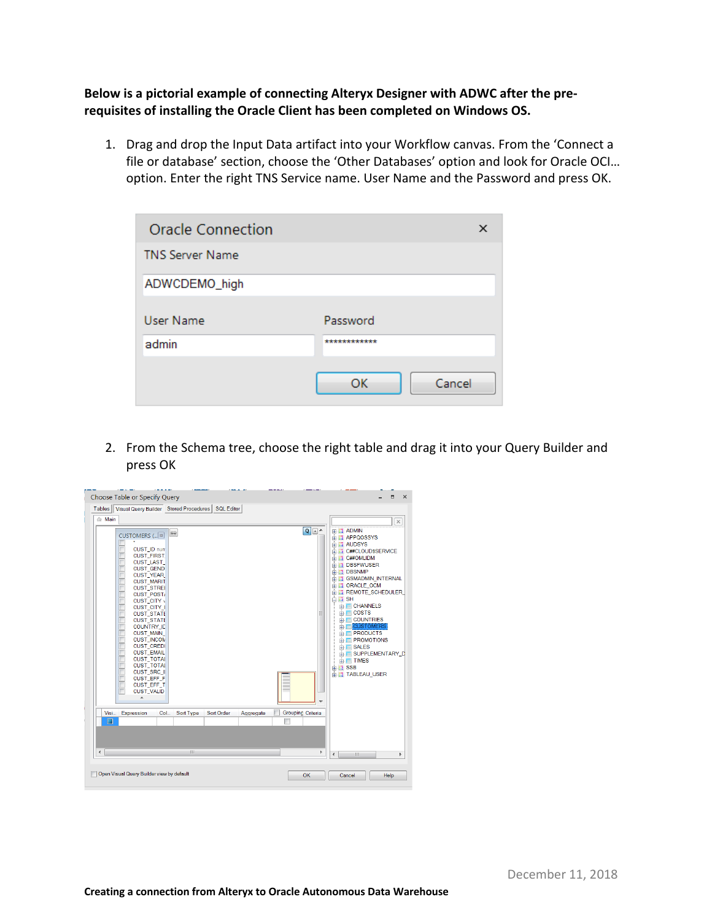**Below is a pictorial example of connecting Alteryx Designer with ADWC after the pre-requisites of installing the Oracle Client has been completed on Windows OS.**

1. Drag and drop the Input Data artifact into your Workflow canvas. From the 'Connect a file or database' section, choose the 'Other Databases' option and look for Oracle OCI… option. Enter the right TNS Service name. User Name and the Password and press OK.

2. From the Schema tree, choose the right table and drag it into your Query Builder and press OK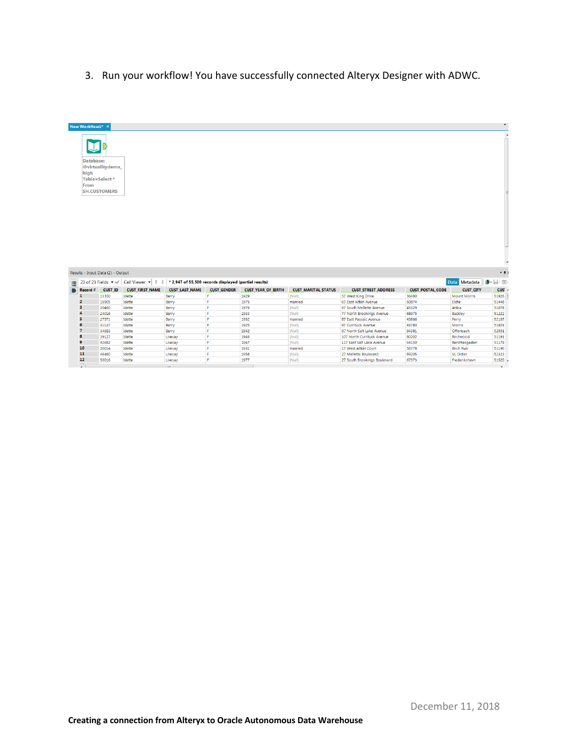3. Run your workflow! You have successfully connected Alteryx Designer with ADWC.

New Workflow1*

Database: @virtualitydemo_high Table=Select * From SH.CUSTOMERS

Results - Input Data (2) - Output

23 of 23 Fields | Cell Viewer | * 2,947 of 55,500 records displayed (partial results) | Data | Metadata

| Record # | CUST_ID | CUST_FIRST_NAME | CUST_LAST_NAME | CUST_GENDER | CUST_YEAR_OF_BIRTH | CUST_MARITAL_STATUS | CUST_STREET_ADDRESS | CUST_POSTAL_CODE | CUST_CITY | CUST |
|---|---|---|---|---|---|---|---|---|---|---|
| 1 | 13350 | Idette | Berry | F | 1929 | [Null] | 57 West King Drive | 36480 | Mount Morris | 51926 |
| 2 | 16905 | Idette | Berry | F | 1975 | married | 67 East Aitkin Avenue | 60874 | Elche | 51448 |
| 3 | 20460 | Idette | Berry | F | 1976 | [Null] | 67 South Mellette Avenue | 43329 | Attica | 51078 |
| 4 | 24016 | Idette | Berry | F | 1933 | [Null] | 77 North Brookings Avenue | 69975 | Buckley | 51222 |
| 5 | 27571 | Idette | Berry | F | 1952 | married | 87 East Passaic Avenue | 43866 | Perry | 52107 |
| 6 | 31127 | Idette | Berry | F | 1925 | [Null] | 97 Currituck Avenue | 49780 | Morris | 51923 |
| 7 | 34683 | Idette | Berry | F | 1942 | [Null] | 97 North Salt Lake Avenue | 84381 | Offenbach | 52031 |
| 8 | 39127 | Idette | Livesay | F | 1946 | [Null] | 107 North Currituck Avenue | 80202 | Birchwood | 51191 |
| 9 | 42682 | Idette | Livesay | F | 1967 | [Null] | 117 East Salt Lake Avenue | 64150 | Berchtesgaden | 51179 |
| 10 | 20014 | Idette | Livesay | F | 1931 | married | 17 West Aitkin Court | 56778 | Birch Run | 51190 |
| 11 | 46460 | Idette | Livesay | F | 1958 | [Null] | 27 Mellette Boulevard | 69205 | St. Didier | 52323 |
| 12 | 50016 | Idette | Livesay | F | 1977 | [Null] | 27 South Brookings Boulevard | 67373 | Frederikshavn | 51520 |

December 11, 2018

**Creating a connection from Alteryx to Oracle Autonomous Data Warehouse**